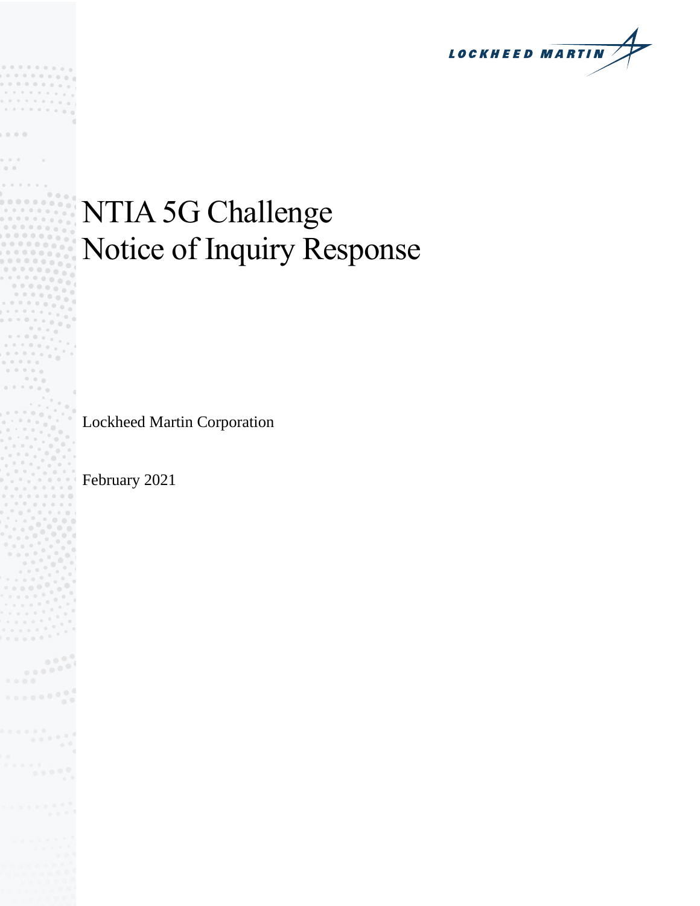LOCKHEED MARTIN

# NTIA 5G Challenge Notice of Inquiry Response

Lockheed Martin Corporation

February 2021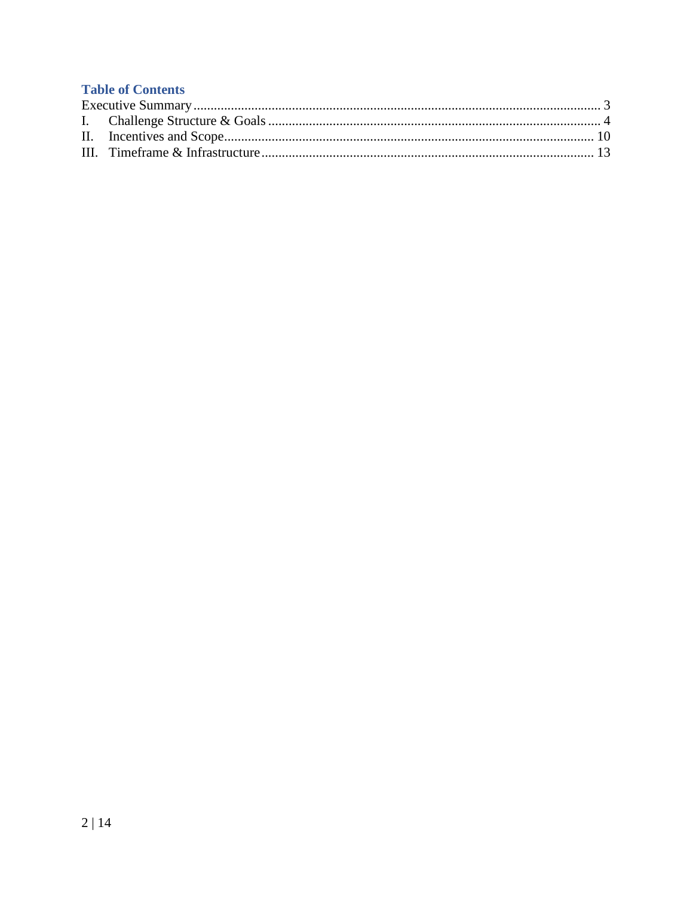## Table of Contents

Executive Summary ........................................................................................................................ 3

I. Challenge Structure & Goals ................................................................................................. 4

II. Incentives and Scope ............................................................................................................ 10

III. Timeframe & Infrastructure ................................................................................................. 13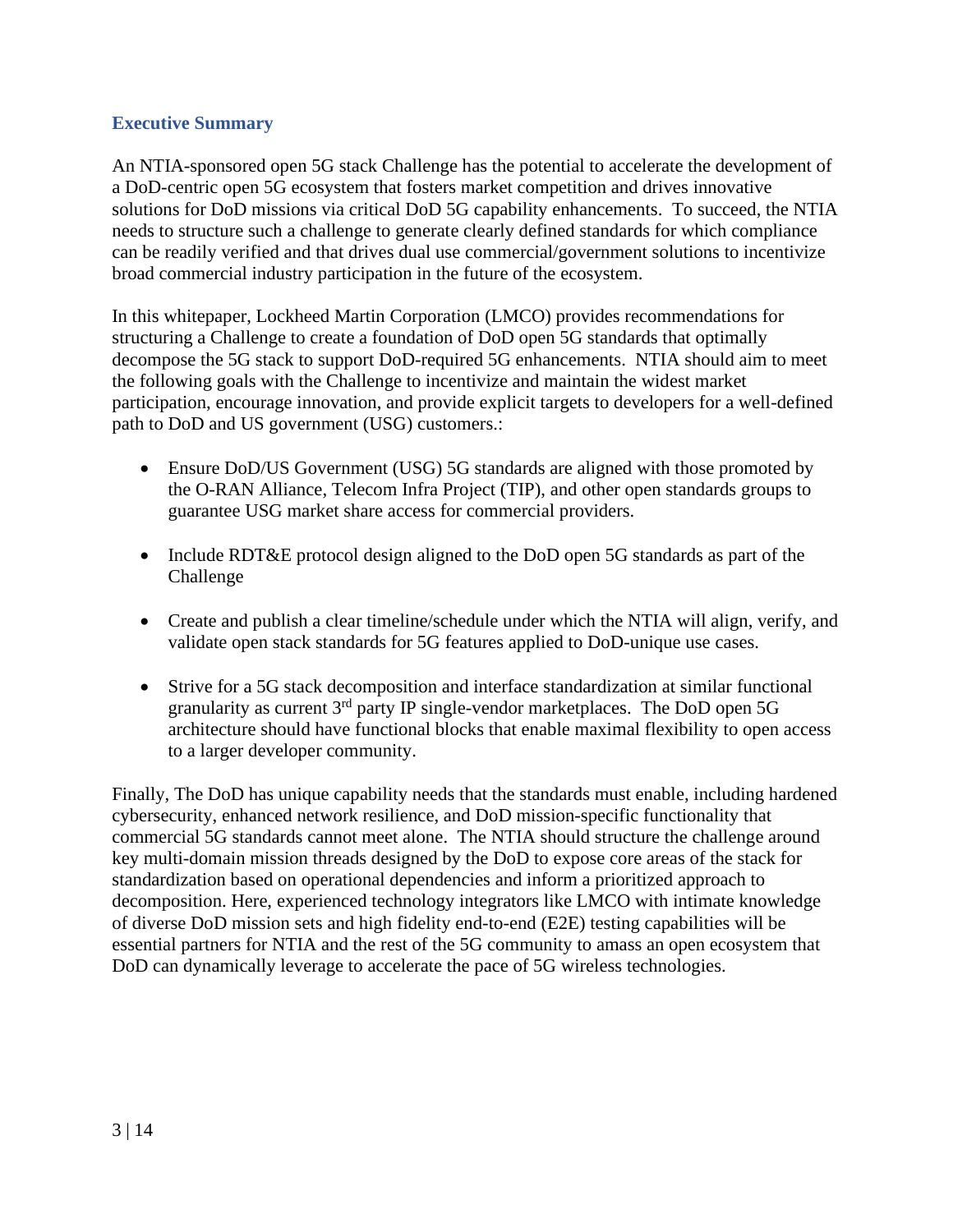## Executive Summary

An NTIA-sponsored open 5G stack Challenge has the potential to accelerate the development of a DoD-centric open 5G ecosystem that fosters market competition and drives innovative solutions for DoD missions via critical DoD 5G capability enhancements. To succeed, the NTIA needs to structure such a challenge to generate clearly defined standards for which compliance can be readily verified and that drives dual use commercial/government solutions to incentivize broad commercial industry participation in the future of the ecosystem.

In this whitepaper, Lockheed Martin Corporation (LMCO) provides recommendations for structuring a Challenge to create a foundation of DoD open 5G standards that optimally decompose the 5G stack to support DoD-required 5G enhancements. NTIA should aim to meet the following goals with the Challenge to incentivize and maintain the widest market participation, encourage innovation, and provide explicit targets to developers for a well-defined path to DoD and US government (USG) customers.:

- Ensure DoD/US Government (USG) 5G standards are aligned with those promoted by the O-RAN Alliance, Telecom Infra Project (TIP), and other open standards groups to guarantee USG market share access for commercial providers.
- Include RDT&E protocol design aligned to the DoD open 5G standards as part of the Challenge
- Create and publish a clear timeline/schedule under which the NTIA will align, verify, and validate open stack standards for 5G features applied to DoD-unique use cases.
- Strive for a 5G stack decomposition and interface standardization at similar functional granularity as current 3rd party IP single-vendor marketplaces. The DoD open 5G architecture should have functional blocks that enable maximal flexibility to open access to a larger developer community.

Finally, The DoD has unique capability needs that the standards must enable, including hardened cybersecurity, enhanced network resilience, and DoD mission-specific functionality that commercial 5G standards cannot meet alone. The NTIA should structure the challenge around key multi-domain mission threads designed by the DoD to expose core areas of the stack for standardization based on operational dependencies and inform a prioritized approach to decomposition. Here, experienced technology integrators like LMCO with intimate knowledge of diverse DoD mission sets and high fidelity end-to-end (E2E) testing capabilities will be essential partners for NTIA and the rest of the 5G community to amass an open ecosystem that DoD can dynamically leverage to accelerate the pace of 5G wireless technologies.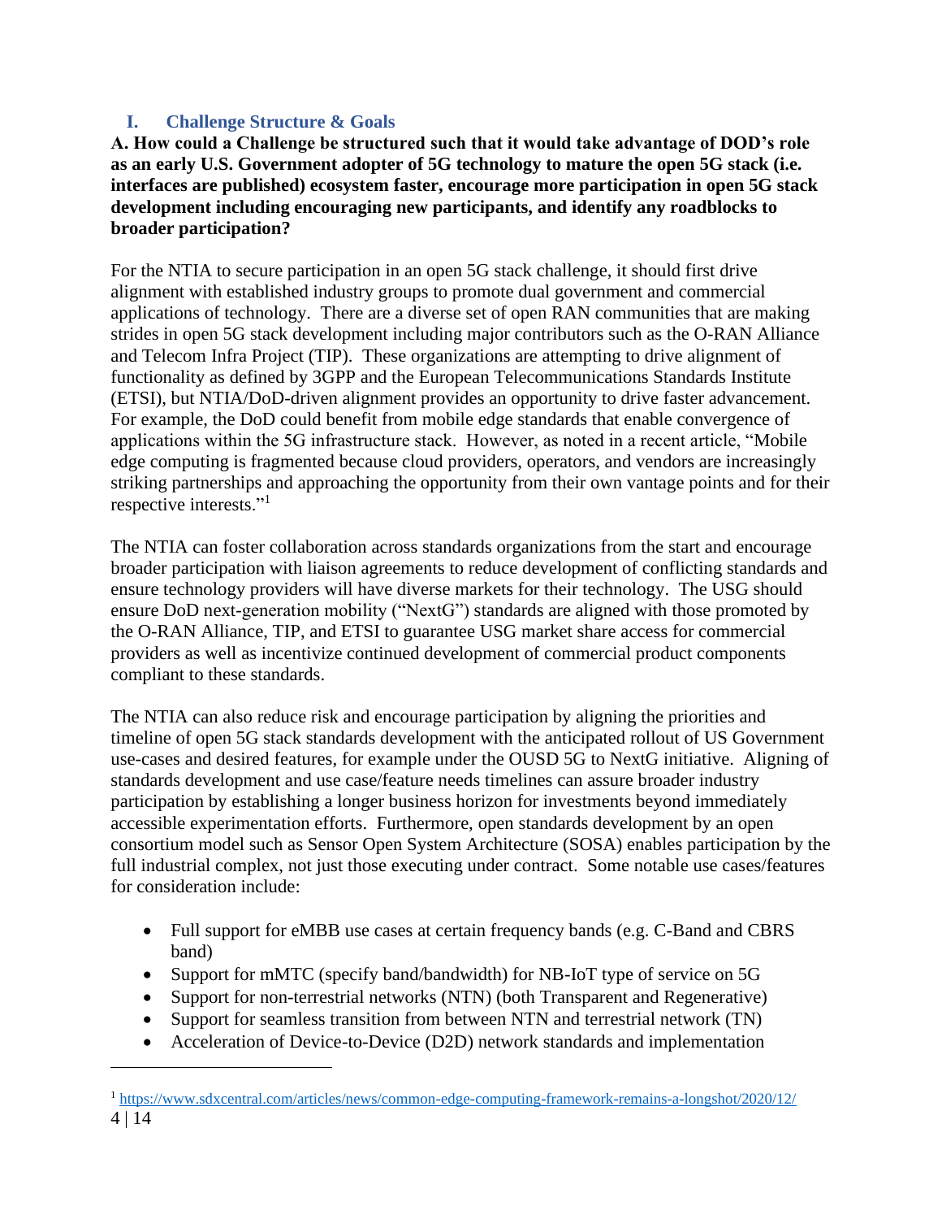## I. Challenge Structure & Goals

**A. How could a Challenge be structured such that it would take advantage of DOD's role as an early U.S. Government adopter of 5G technology to mature the open 5G stack (i.e. interfaces are published) ecosystem faster, encourage more participation in open 5G stack development including encouraging new participants, and identify any roadblocks to broader participation?**

For the NTIA to secure participation in an open 5G stack challenge, it should first drive alignment with established industry groups to promote dual government and commercial applications of technology. There are a diverse set of open RAN communities that are making strides in open 5G stack development including major contributors such as the O-RAN Alliance and Telecom Infra Project (TIP). These organizations are attempting to drive alignment of functionality as defined by 3GPP and the European Telecommunications Standards Institute (ETSI), but NTIA/DoD-driven alignment provides an opportunity to drive faster advancement. For example, the DoD could benefit from mobile edge standards that enable convergence of applications within the 5G infrastructure stack. However, as noted in a recent article, "Mobile edge computing is fragmented because cloud providers, operators, and vendors are increasingly striking partnerships and approaching the opportunity from their own vantage points and for their respective interests."[1]

The NTIA can foster collaboration across standards organizations from the start and encourage broader participation with liaison agreements to reduce development of conflicting standards and ensure technology providers will have diverse markets for their technology. The USG should ensure DoD next-generation mobility ("NextG") standards are aligned with those promoted by the O-RAN Alliance, TIP, and ETSI to guarantee USG market share access for commercial providers as well as incentivize continued development of commercial product components compliant to these standards.

The NTIA can also reduce risk and encourage participation by aligning the priorities and timeline of open 5G stack standards development with the anticipated rollout of US Government use-cases and desired features, for example under the OUSD 5G to NextG initiative. Aligning of standards development and use case/feature needs timelines can assure broader industry participation by establishing a longer business horizon for investments beyond immediately accessible experimentation efforts. Furthermore, open standards development by an open consortium model such as Sensor Open System Architecture (SOSA) enables participation by the full industrial complex, not just those executing under contract. Some notable use cases/features for consideration include:

- Full support for eMBB use cases at certain frequency bands (e.g. C-Band and CBRS band)
- Support for mMTC (specify band/bandwidth) for NB-IoT type of service on 5G
- Support for non-terrestrial networks (NTN) (both Transparent and Regenerative)
- Support for seamless transition from between NTN and terrestrial network (TN)
- Acceleration of Device-to-Device (D2D) network standards and implementation

---

[1] https://www.sdxcentral.com/articles/news/common-edge-computing-framework-remains-a-longshot/2020/12/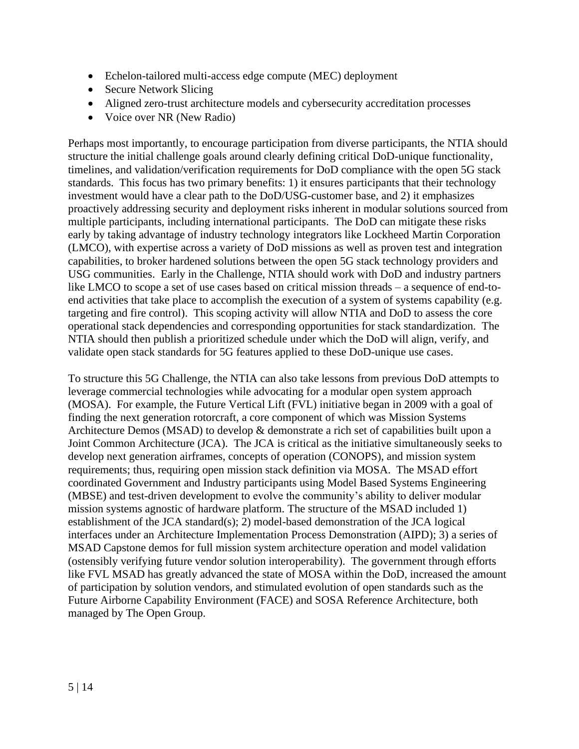- Echelon-tailored multi-access edge compute (MEC) deployment
- Secure Network Slicing
- Aligned zero-trust architecture models and cybersecurity accreditation processes
- Voice over NR (New Radio)

Perhaps most importantly, to encourage participation from diverse participants, the NTIA should structure the initial challenge goals around clearly defining critical DoD-unique functionality, timelines, and validation/verification requirements for DoD compliance with the open 5G stack standards. This focus has two primary benefits: 1) it ensures participants that their technology investment would have a clear path to the DoD/USG-customer base, and 2) it emphasizes proactively addressing security and deployment risks inherent in modular solutions sourced from multiple participants, including international participants. The DoD can mitigate these risks early by taking advantage of industry technology integrators like Lockheed Martin Corporation (LMCO), with expertise across a variety of DoD missions as well as proven test and integration capabilities, to broker hardened solutions between the open 5G stack technology providers and USG communities. Early in the Challenge, NTIA should work with DoD and industry partners like LMCO to scope a set of use cases based on critical mission threads – a sequence of end-to-end activities that take place to accomplish the execution of a system of systems capability (e.g. targeting and fire control). This scoping activity will allow NTIA and DoD to assess the core operational stack dependencies and corresponding opportunities for stack standardization. The NTIA should then publish a prioritized schedule under which the DoD will align, verify, and validate open stack standards for 5G features applied to these DoD-unique use cases.

To structure this 5G Challenge, the NTIA can also take lessons from previous DoD attempts to leverage commercial technologies while advocating for a modular open system approach (MOSA). For example, the Future Vertical Lift (FVL) initiative began in 2009 with a goal of finding the next generation rotorcraft, a core component of which was Mission Systems Architecture Demos (MSAD) to develop & demonstrate a rich set of capabilities built upon a Joint Common Architecture (JCA). The JCA is critical as the initiative simultaneously seeks to develop next generation airframes, concepts of operation (CONOPS), and mission system requirements; thus, requiring open mission stack definition via MOSA. The MSAD effort coordinated Government and Industry participants using Model Based Systems Engineering (MBSE) and test-driven development to evolve the community's ability to deliver modular mission systems agnostic of hardware platform. The structure of the MSAD included 1) establishment of the JCA standard(s); 2) model-based demonstration of the JCA logical interfaces under an Architecture Implementation Process Demonstration (AIPD); 3) a series of MSAD Capstone demos for full mission system architecture operation and model validation (ostensibly verifying future vendor solution interoperability). The government through efforts like FVL MSAD has greatly advanced the state of MOSA within the DoD, increased the amount of participation by solution vendors, and stimulated evolution of open standards such as the Future Airborne Capability Environment (FACE) and SOSA Reference Architecture, both managed by The Open Group.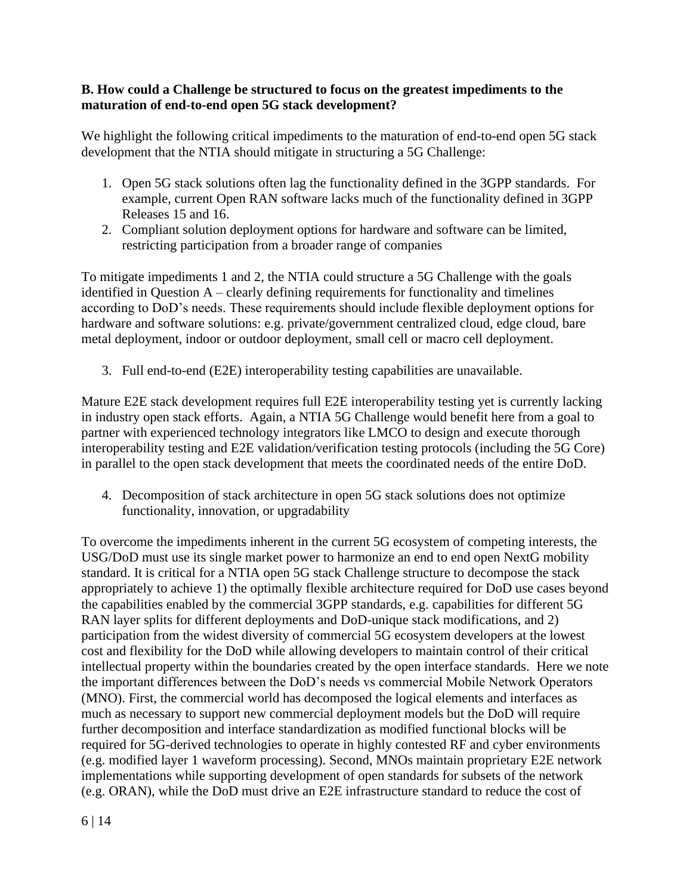**B. How could a Challenge be structured to focus on the greatest impediments to the maturation of end-to-end open 5G stack development?**

We highlight the following critical impediments to the maturation of end-to-end open 5G stack development that the NTIA should mitigate in structuring a 5G Challenge:

1. Open 5G stack solutions often lag the functionality defined in the 3GPP standards. For example, current Open RAN software lacks much of the functionality defined in 3GPP Releases 15 and 16.
2. Compliant solution deployment options for hardware and software can be limited, restricting participation from a broader range of companies

To mitigate impediments 1 and 2, the NTIA could structure a 5G Challenge with the goals identified in Question A – clearly defining requirements for functionality and timelines according to DoD's needs. These requirements should include flexible deployment options for hardware and software solutions: e.g. private/government centralized cloud, edge cloud, bare metal deployment, indoor or outdoor deployment, small cell or macro cell deployment.

3. Full end-to-end (E2E) interoperability testing capabilities are unavailable.

Mature E2E stack development requires full E2E interoperability testing yet is currently lacking in industry open stack efforts. Again, a NTIA 5G Challenge would benefit here from a goal to partner with experienced technology integrators like LMCO to design and execute thorough interoperability testing and E2E validation/verification testing protocols (including the 5G Core) in parallel to the open stack development that meets the coordinated needs of the entire DoD.

4. Decomposition of stack architecture in open 5G stack solutions does not optimize functionality, innovation, or upgradability

To overcome the impediments inherent in the current 5G ecosystem of competing interests, the USG/DoD must use its single market power to harmonize an end to end open NextG mobility standard. It is critical for a NTIA open 5G stack Challenge structure to decompose the stack appropriately to achieve 1) the optimally flexible architecture required for DoD use cases beyond the capabilities enabled by the commercial 3GPP standards, e.g. capabilities for different 5G RAN layer splits for different deployments and DoD-unique stack modifications, and 2) participation from the widest diversity of commercial 5G ecosystem developers at the lowest cost and flexibility for the DoD while allowing developers to maintain control of their critical intellectual property within the boundaries created by the open interface standards. Here we note the important differences between the DoD's needs vs commercial Mobile Network Operators (MNO). First, the commercial world has decomposed the logical elements and interfaces as much as necessary to support new commercial deployment models but the DoD will require further decomposition and interface standardization as modified functional blocks will be required for 5G-derived technologies to operate in highly contested RF and cyber environments (e.g. modified layer 1 waveform processing). Second, MNOs maintain proprietary E2E network implementations while supporting development of open standards for subsets of the network (e.g. ORAN), while the DoD must drive an E2E infrastructure standard to reduce the cost of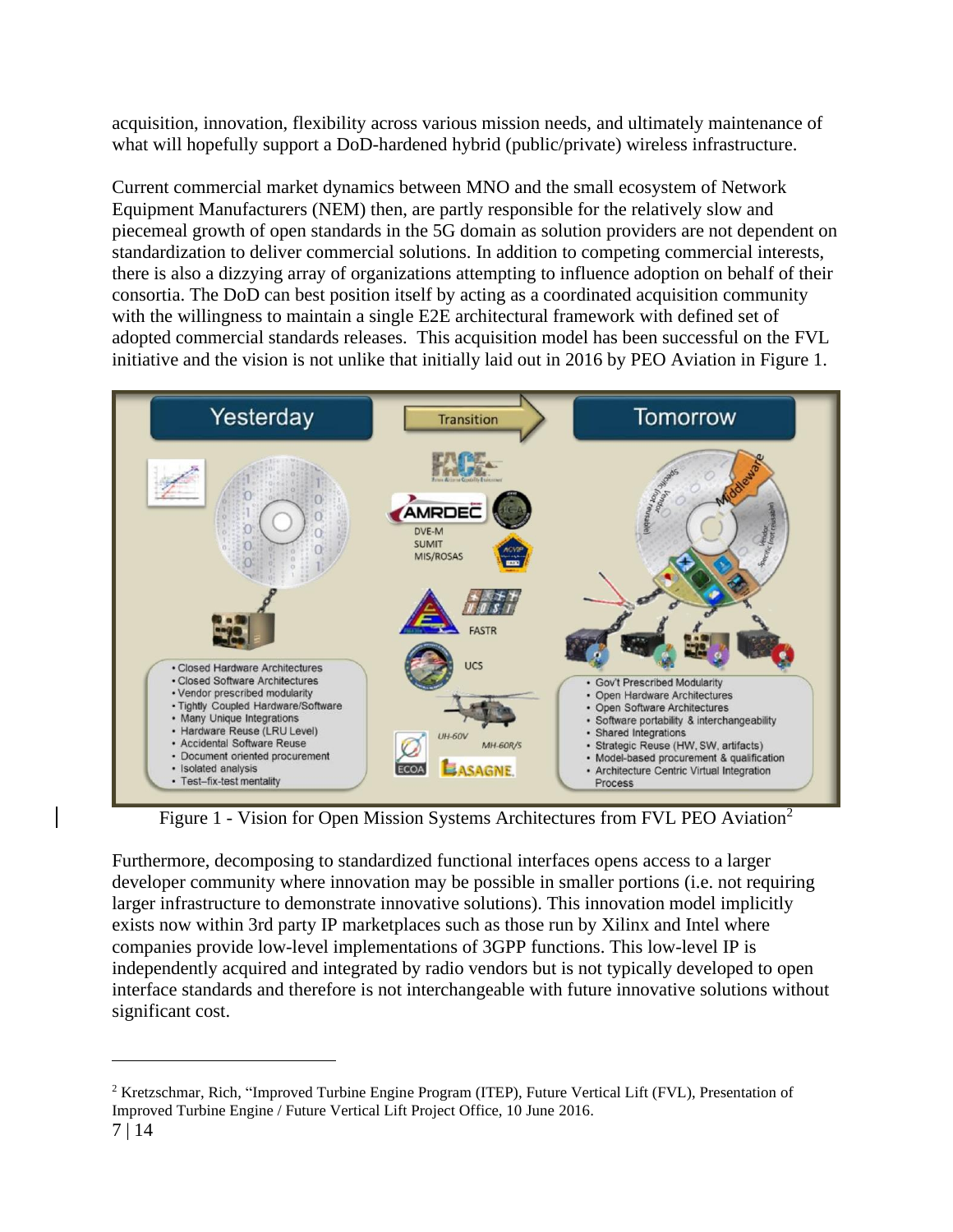acquisition, innovation, flexibility across various mission needs, and ultimately maintenance of what will hopefully support a DoD-hardened hybrid (public/private) wireless infrastructure.

Current commercial market dynamics between MNO and the small ecosystem of Network Equipment Manufacturers (NEM) then, are partly responsible for the relatively slow and piecemeal growth of open standards in the 5G domain as solution providers are not dependent on standardization to deliver commercial solutions. In addition to competing commercial interests, there is also a dizzying array of organizations attempting to influence adoption on behalf of their consortia. The DoD can best position itself by acting as a coordinated acquisition community with the willingness to maintain a single E2E architectural framework with defined set of adopted commercial standards releases. This acquisition model has been successful on the FVL initiative and the vision is not unlike that initially laid out in 2016 by PEO Aviation in Figure 1.

Figure 1 - Vision for Open Mission Systems Architectures from FVL PEO Aviation[2]

Furthermore, decomposing to standardized functional interfaces opens access to a larger developer community where innovation may be possible in smaller portions (i.e. not requiring larger infrastructure to demonstrate innovative solutions). This innovation model implicitly exists now within 3rd party IP marketplaces such as those run by Xilinx and Intel where companies provide low-level implementations of 3GPP functions. This low-level IP is independently acquired and integrated by radio vendors but is not typically developed to open interface standards and therefore is not interchangeable with future innovative solutions without significant cost.

[2] Kretzschmar, Rich, "Improved Turbine Engine Program (ITEP), Future Vertical Lift (FVL), Presentation of Improved Turbine Engine / Future Vertical Lift Project Office, 10 June 2016.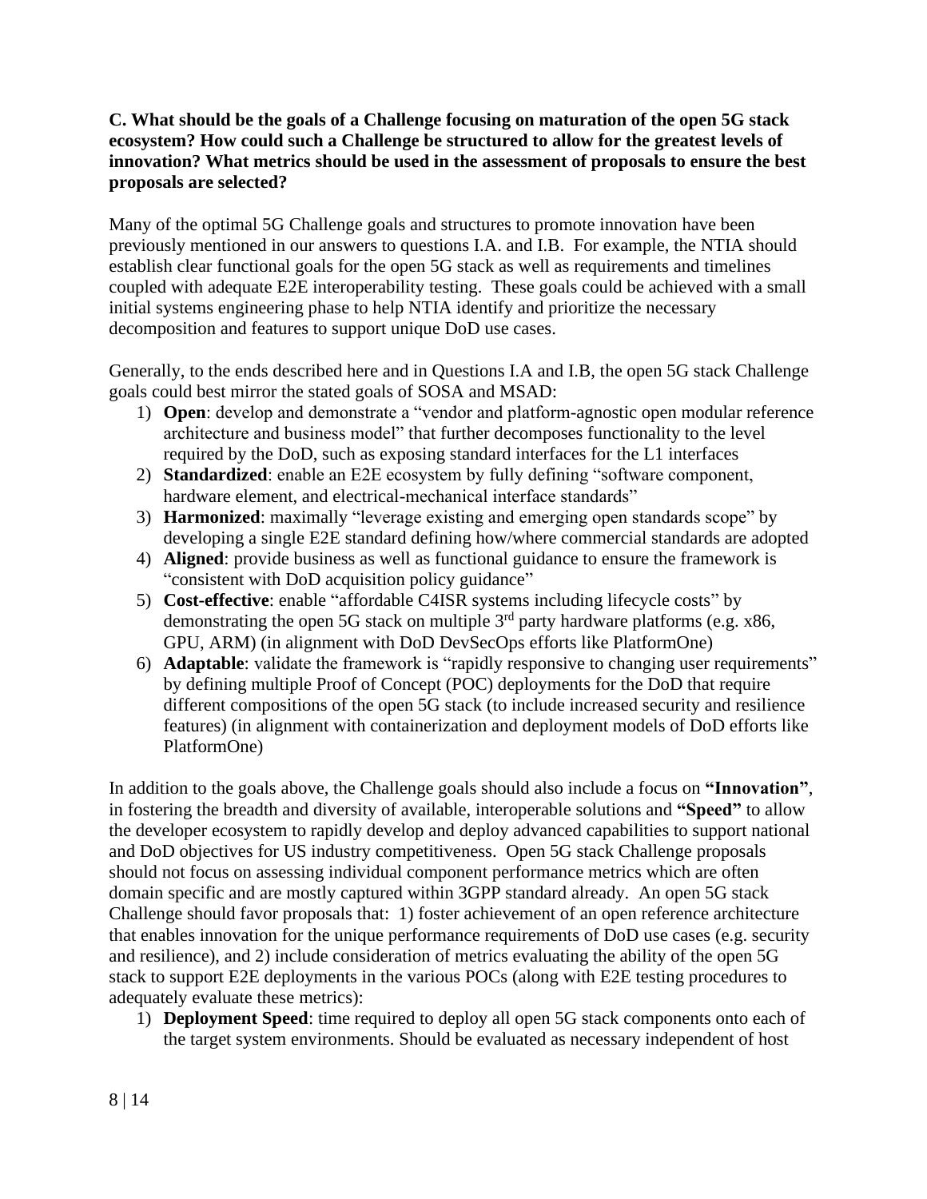**C. What should be the goals of a Challenge focusing on maturation of the open 5G stack ecosystem? How could such a Challenge be structured to allow for the greatest levels of innovation? What metrics should be used in the assessment of proposals to ensure the best proposals are selected?**

Many of the optimal 5G Challenge goals and structures to promote innovation have been previously mentioned in our answers to questions I.A. and I.B. For example, the NTIA should establish clear functional goals for the open 5G stack as well as requirements and timelines coupled with adequate E2E interoperability testing. These goals could be achieved with a small initial systems engineering phase to help NTIA identify and prioritize the necessary decomposition and features to support unique DoD use cases.

Generally, to the ends described here and in Questions I.A and I.B, the open 5G stack Challenge goals could best mirror the stated goals of SOSA and MSAD:

1) **Open**: develop and demonstrate a "vendor and platform-agnostic open modular reference architecture and business model" that further decomposes functionality to the level required by the DoD, such as exposing standard interfaces for the L1 interfaces
2) **Standardized**: enable an E2E ecosystem by fully defining "software component, hardware element, and electrical-mechanical interface standards"
3) **Harmonized**: maximally "leverage existing and emerging open standards scope" by developing a single E2E standard defining how/where commercial standards are adopted
4) **Aligned**: provide business as well as functional guidance to ensure the framework is "consistent with DoD acquisition policy guidance"
5) **Cost-effective**: enable "affordable C4ISR systems including lifecycle costs" by demonstrating the open 5G stack on multiple 3rd party hardware platforms (e.g. x86, GPU, ARM) (in alignment with DoD DevSecOps efforts like PlatformOne)
6) **Adaptable**: validate the framework is "rapidly responsive to changing user requirements" by defining multiple Proof of Concept (POC) deployments for the DoD that require different compositions of the open 5G stack (to include increased security and resilience features) (in alignment with containerization and deployment models of DoD efforts like PlatformOne)

In addition to the goals above, the Challenge goals should also include a focus on **"Innovation"**, in fostering the breadth and diversity of available, interoperable solutions and **"Speed"** to allow the developer ecosystem to rapidly develop and deploy advanced capabilities to support national and DoD objectives for US industry competitiveness. Open 5G stack Challenge proposals should not focus on assessing individual component performance metrics which are often domain specific and are mostly captured within 3GPP standard already. An open 5G stack Challenge should favor proposals that: 1) foster achievement of an open reference architecture that enables innovation for the unique performance requirements of DoD use cases (e.g. security and resilience), and 2) include consideration of metrics evaluating the ability of the open 5G stack to support E2E deployments in the various POCs (along with E2E testing procedures to adequately evaluate these metrics):

1) **Deployment Speed**: time required to deploy all open 5G stack components onto each of the target system environments. Should be evaluated as necessary independent of host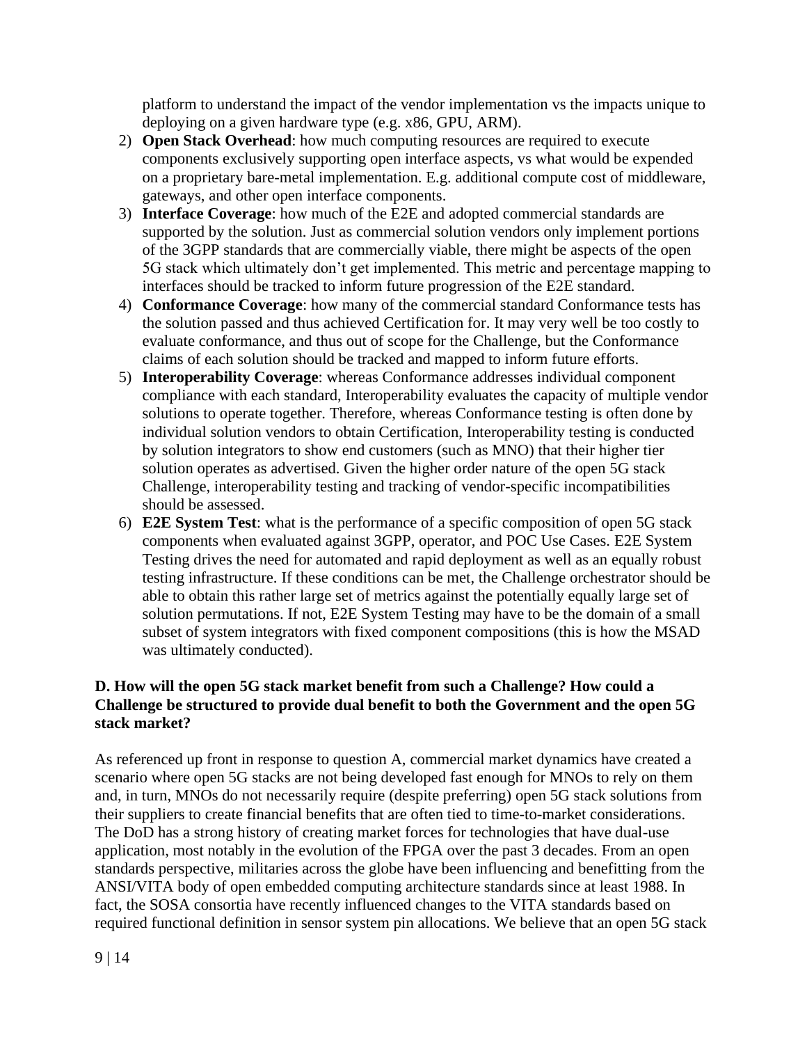platform to understand the impact of the vendor implementation vs the impacts unique to deploying on a given hardware type (e.g. x86, GPU, ARM).

2) **Open Stack Overhead**: how much computing resources are required to execute components exclusively supporting open interface aspects, vs what would be expended on a proprietary bare-metal implementation. E.g. additional compute cost of middleware, gateways, and other open interface components.
3) **Interface Coverage**: how much of the E2E and adopted commercial standards are supported by the solution. Just as commercial solution vendors only implement portions of the 3GPP standards that are commercially viable, there might be aspects of the open 5G stack which ultimately don't get implemented. This metric and percentage mapping to interfaces should be tracked to inform future progression of the E2E standard.
4) **Conformance Coverage**: how many of the commercial standard Conformance tests has the solution passed and thus achieved Certification for. It may very well be too costly to evaluate conformance, and thus out of scope for the Challenge, but the Conformance claims of each solution should be tracked and mapped to inform future efforts.
5) **Interoperability Coverage**: whereas Conformance addresses individual component compliance with each standard, Interoperability evaluates the capacity of multiple vendor solutions to operate together. Therefore, whereas Conformance testing is often done by individual solution vendors to obtain Certification, Interoperability testing is conducted by solution integrators to show end customers (such as MNO) that their higher tier solution operates as advertised. Given the higher order nature of the open 5G stack Challenge, interoperability testing and tracking of vendor-specific incompatibilities should be assessed.
6) **E2E System Test**: what is the performance of a specific composition of open 5G stack components when evaluated against 3GPP, operator, and POC Use Cases. E2E System Testing drives the need for automated and rapid deployment as well as an equally robust testing infrastructure. If these conditions can be met, the Challenge orchestrator should be able to obtain this rather large set of metrics against the potentially equally large set of solution permutations. If not, E2E System Testing may have to be the domain of a small subset of system integrators with fixed component compositions (this is how the MSAD was ultimately conducted).

### D. How will the open 5G stack market benefit from such a Challenge? How could a Challenge be structured to provide dual benefit to both the Government and the open 5G stack market?

As referenced up front in response to question A, commercial market dynamics have created a scenario where open 5G stacks are not being developed fast enough for MNOs to rely on them and, in turn, MNOs do not necessarily require (despite preferring) open 5G stack solutions from their suppliers to create financial benefits that are often tied to time-to-market considerations. The DoD has a strong history of creating market forces for technologies that have dual-use application, most notably in the evolution of the FPGA over the past 3 decades. From an open standards perspective, militaries across the globe have been influencing and benefitting from the ANSI/VITA body of open embedded computing architecture standards since at least 1988. In fact, the SOSA consortia have recently influenced changes to the VITA standards based on required functional definition in sensor system pin allocations. We believe that an open 5G stack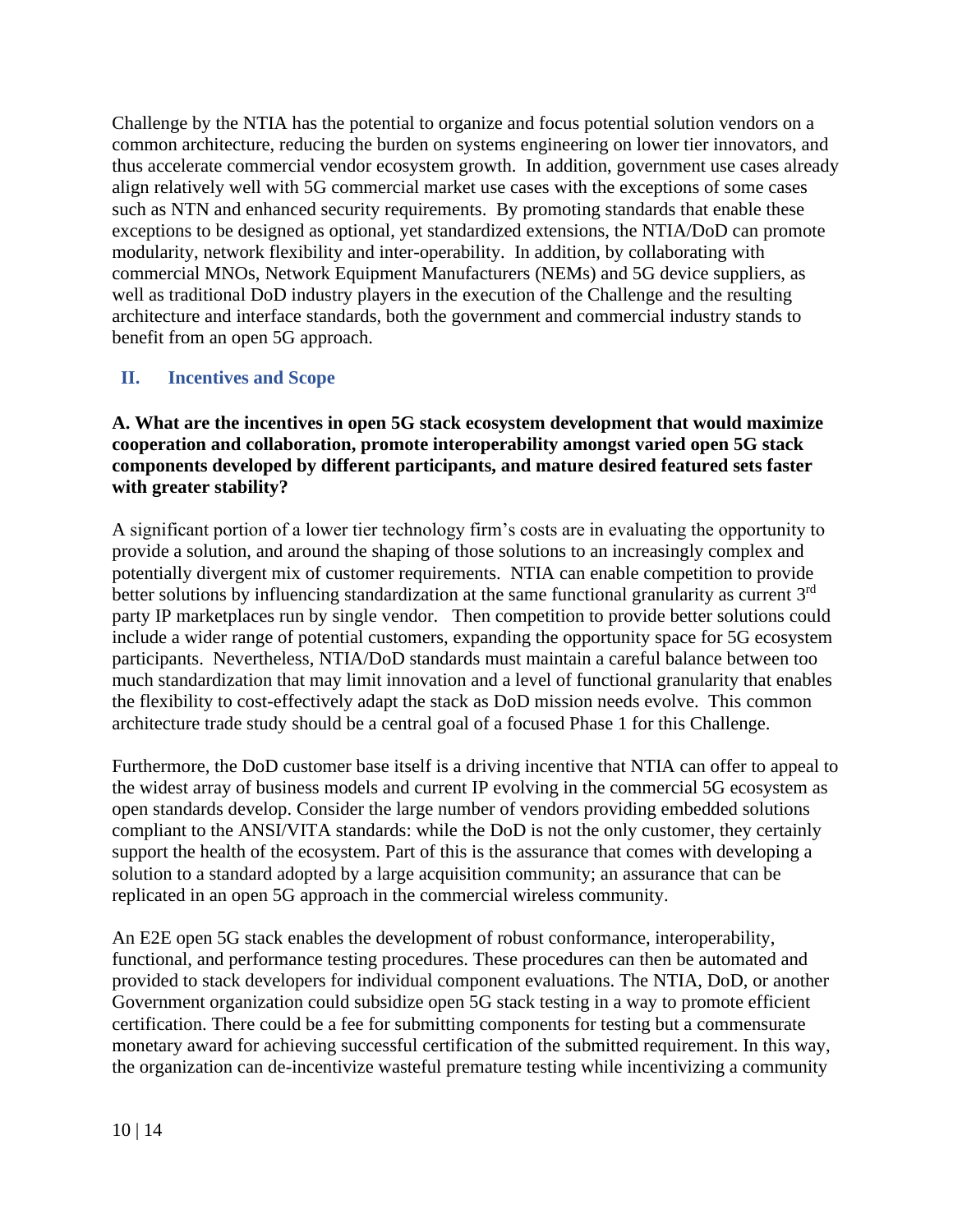Challenge by the NTIA has the potential to organize and focus potential solution vendors on a common architecture, reducing the burden on systems engineering on lower tier innovators, and thus accelerate commercial vendor ecosystem growth. In addition, government use cases already align relatively well with 5G commercial market use cases with the exceptions of some cases such as NTN and enhanced security requirements. By promoting standards that enable these exceptions to be designed as optional, yet standardized extensions, the NTIA/DoD can promote modularity, network flexibility and inter-operability. In addition, by collaborating with commercial MNOs, Network Equipment Manufacturers (NEMs) and 5G device suppliers, as well as traditional DoD industry players in the execution of the Challenge and the resulting architecture and interface standards, both the government and commercial industry stands to benefit from an open 5G approach.

## II. Incentives and Scope

**A. What are the incentives in open 5G stack ecosystem development that would maximize cooperation and collaboration, promote interoperability amongst varied open 5G stack components developed by different participants, and mature desired featured sets faster with greater stability?**

A significant portion of a lower tier technology firm's costs are in evaluating the opportunity to provide a solution, and around the shaping of those solutions to an increasingly complex and potentially divergent mix of customer requirements. NTIA can enable competition to provide better solutions by influencing standardization at the same functional granularity as current 3rd party IP marketplaces run by single vendor. Then competition to provide better solutions could include a wider range of potential customers, expanding the opportunity space for 5G ecosystem participants. Nevertheless, NTIA/DoD standards must maintain a careful balance between too much standardization that may limit innovation and a level of functional granularity that enables the flexibility to cost-effectively adapt the stack as DoD mission needs evolve. This common architecture trade study should be a central goal of a focused Phase 1 for this Challenge.

Furthermore, the DoD customer base itself is a driving incentive that NTIA can offer to appeal to the widest array of business models and current IP evolving in the commercial 5G ecosystem as open standards develop. Consider the large number of vendors providing embedded solutions compliant to the ANSI/VITA standards: while the DoD is not the only customer, they certainly support the health of the ecosystem. Part of this is the assurance that comes with developing a solution to a standard adopted by a large acquisition community; an assurance that can be replicated in an open 5G approach in the commercial wireless community.

An E2E open 5G stack enables the development of robust conformance, interoperability, functional, and performance testing procedures. These procedures can then be automated and provided to stack developers for individual component evaluations. The NTIA, DoD, or another Government organization could subsidize open 5G stack testing in a way to promote efficient certification. There could be a fee for submitting components for testing but a commensurate monetary award for achieving successful certification of the submitted requirement. In this way, the organization can de-incentivize wasteful premature testing while incentivizing a community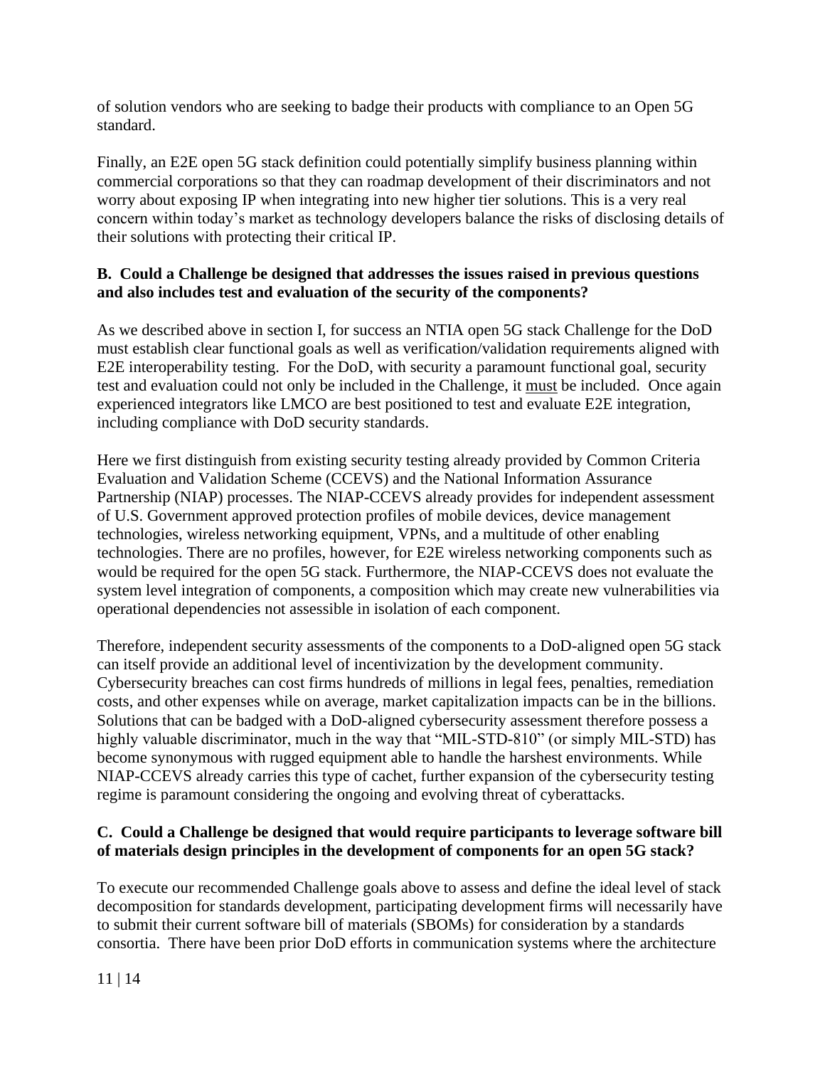of solution vendors who are seeking to badge their products with compliance to an Open 5G standard.

Finally, an E2E open 5G stack definition could potentially simplify business planning within commercial corporations so that they can roadmap development of their discriminators and not worry about exposing IP when integrating into new higher tier solutions. This is a very real concern within today's market as technology developers balance the risks of disclosing details of their solutions with protecting their critical IP.

**B. Could a Challenge be designed that addresses the issues raised in previous questions and also includes test and evaluation of the security of the components?**

As we described above in section I, for success an NTIA open 5G stack Challenge for the DoD must establish clear functional goals as well as verification/validation requirements aligned with E2E interoperability testing. For the DoD, with security a paramount functional goal, security test and evaluation could not only be included in the Challenge, it must be included. Once again experienced integrators like LMCO are best positioned to test and evaluate E2E integration, including compliance with DoD security standards.

Here we first distinguish from existing security testing already provided by Common Criteria Evaluation and Validation Scheme (CCEVS) and the National Information Assurance Partnership (NIAP) processes. The NIAP-CCEVS already provides for independent assessment of U.S. Government approved protection profiles of mobile devices, device management technologies, wireless networking equipment, VPNs, and a multitude of other enabling technologies. There are no profiles, however, for E2E wireless networking components such as would be required for the open 5G stack. Furthermore, the NIAP-CCEVS does not evaluate the system level integration of components, a composition which may create new vulnerabilities via operational dependencies not assessible in isolation of each component.

Therefore, independent security assessments of the components to a DoD-aligned open 5G stack can itself provide an additional level of incentivization by the development community. Cybersecurity breaches can cost firms hundreds of millions in legal fees, penalties, remediation costs, and other expenses while on average, market capitalization impacts can be in the billions. Solutions that can be badged with a DoD-aligned cybersecurity assessment therefore possess a highly valuable discriminator, much in the way that "MIL-STD-810" (or simply MIL-STD) has become synonymous with rugged equipment able to handle the harshest environments. While NIAP-CCEVS already carries this type of cachet, further expansion of the cybersecurity testing regime is paramount considering the ongoing and evolving threat of cyberattacks.

**C. Could a Challenge be designed that would require participants to leverage software bill of materials design principles in the development of components for an open 5G stack?**

To execute our recommended Challenge goals above to assess and define the ideal level of stack decomposition for standards development, participating development firms will necessarily have to submit their current software bill of materials (SBOMs) for consideration by a standards consortia. There have been prior DoD efforts in communication systems where the architecture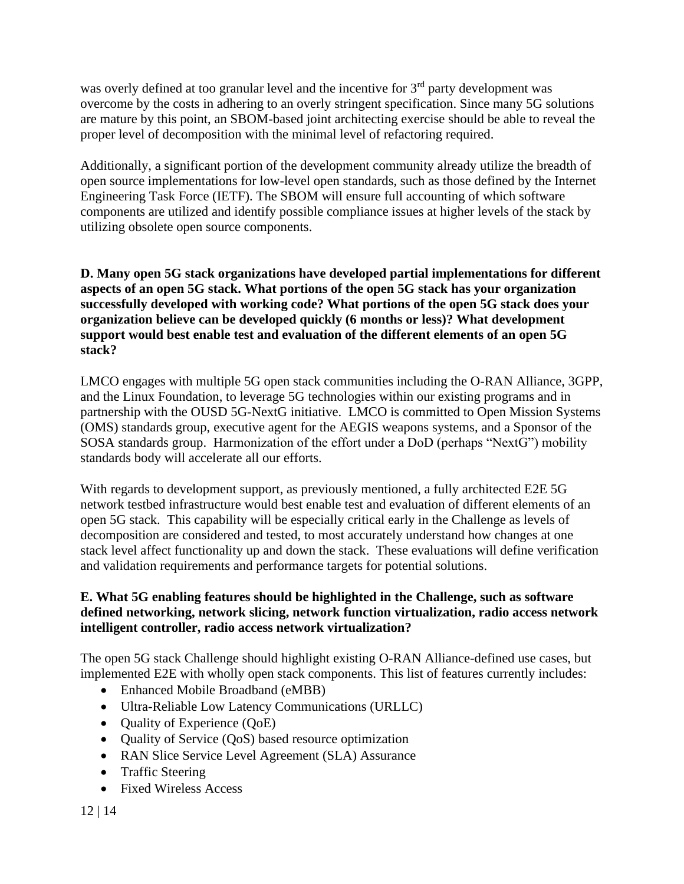was overly defined at too granular level and the incentive for 3rd party development was overcome by the costs in adhering to an overly stringent specification. Since many 5G solutions are mature by this point, an SBOM-based joint architecting exercise should be able to reveal the proper level of decomposition with the minimal level of refactoring required.

Additionally, a significant portion of the development community already utilize the breadth of open source implementations for low-level open standards, such as those defined by the Internet Engineering Task Force (IETF). The SBOM will ensure full accounting of which software components are utilized and identify possible compliance issues at higher levels of the stack by utilizing obsolete open source components.

**D. Many open 5G stack organizations have developed partial implementations for different aspects of an open 5G stack. What portions of the open 5G stack has your organization successfully developed with working code? What portions of the open 5G stack does your organization believe can be developed quickly (6 months or less)? What development support would best enable test and evaluation of the different elements of an open 5G stack?**

LMCO engages with multiple 5G open stack communities including the O-RAN Alliance, 3GPP, and the Linux Foundation, to leverage 5G technologies within our existing programs and in partnership with the OUSD 5G-NextG initiative. LMCO is committed to Open Mission Systems (OMS) standards group, executive agent for the AEGIS weapons systems, and a Sponsor of the SOSA standards group. Harmonization of the effort under a DoD (perhaps "NextG") mobility standards body will accelerate all our efforts.

With regards to development support, as previously mentioned, a fully architected E2E 5G network testbed infrastructure would best enable test and evaluation of different elements of an open 5G stack. This capability will be especially critical early in the Challenge as levels of decomposition are considered and tested, to most accurately understand how changes at one stack level affect functionality up and down the stack. These evaluations will define verification and validation requirements and performance targets for potential solutions.

**E. What 5G enabling features should be highlighted in the Challenge, such as software defined networking, network slicing, network function virtualization, radio access network intelligent controller, radio access network virtualization?**

The open 5G stack Challenge should highlight existing O-RAN Alliance-defined use cases, but implemented E2E with wholly open stack components. This list of features currently includes:

- Enhanced Mobile Broadband (eMBB)
- Ultra-Reliable Low Latency Communications (URLLC)
- Quality of Experience (QoE)
- Quality of Service (QoS) based resource optimization
- RAN Slice Service Level Agreement (SLA) Assurance
- Traffic Steering
- Fixed Wireless Access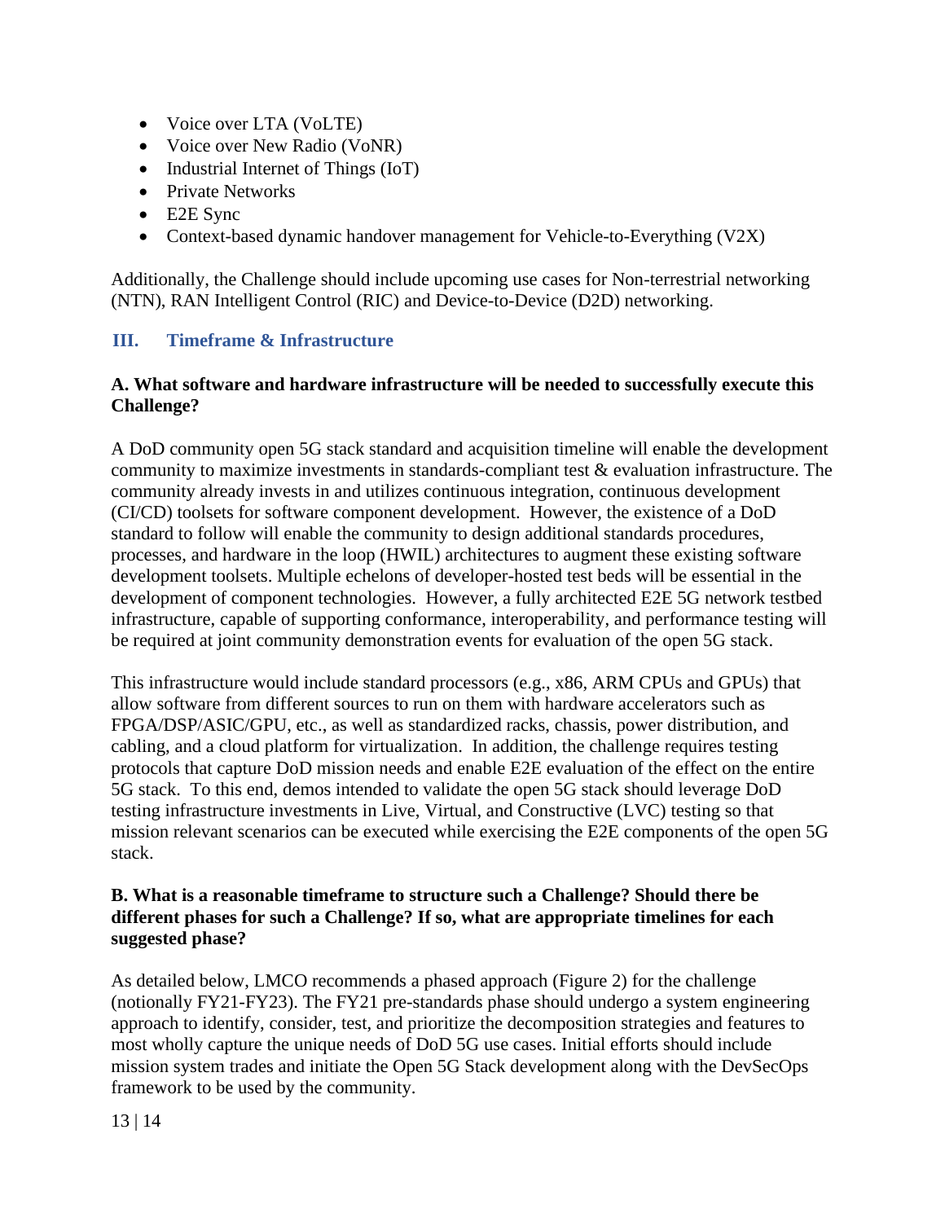- Voice over LTA (VoLTE)
- Voice over New Radio (VoNR)
- Industrial Internet of Things (IoT)
- Private Networks
- E2E Sync
- Context-based dynamic handover management for Vehicle-to-Everything (V2X)

Additionally, the Challenge should include upcoming use cases for Non-terrestrial networking (NTN), RAN Intelligent Control (RIC) and Device-to-Device (D2D) networking.

## III. Timeframe & Infrastructure

**A. What software and hardware infrastructure will be needed to successfully execute this Challenge?**

A DoD community open 5G stack standard and acquisition timeline will enable the development community to maximize investments in standards-compliant test & evaluation infrastructure. The community already invests in and utilizes continuous integration, continuous development (CI/CD) toolsets for software component development. However, the existence of a DoD standard to follow will enable the community to design additional standards procedures, processes, and hardware in the loop (HWIL) architectures to augment these existing software development toolsets. Multiple echelons of developer-hosted test beds will be essential in the development of component technologies. However, a fully architected E2E 5G network testbed infrastructure, capable of supporting conformance, interoperability, and performance testing will be required at joint community demonstration events for evaluation of the open 5G stack.

This infrastructure would include standard processors (e.g., x86, ARM CPUs and GPUs) that allow software from different sources to run on them with hardware accelerators such as FPGA/DSP/ASIC/GPU, etc., as well as standardized racks, chassis, power distribution, and cabling, and a cloud platform for virtualization. In addition, the challenge requires testing protocols that capture DoD mission needs and enable E2E evaluation of the effect on the entire 5G stack. To this end, demos intended to validate the open 5G stack should leverage DoD testing infrastructure investments in Live, Virtual, and Constructive (LVC) testing so that mission relevant scenarios can be executed while exercising the E2E components of the open 5G stack.

**B. What is a reasonable timeframe to structure such a Challenge? Should there be different phases for such a Challenge? If so, what are appropriate timelines for each suggested phase?**

As detailed below, LMCO recommends a phased approach (Figure 2) for the challenge (notionally FY21-FY23). The FY21 pre-standards phase should undergo a system engineering approach to identify, consider, test, and prioritize the decomposition strategies and features to most wholly capture the unique needs of DoD 5G use cases. Initial efforts should include mission system trades and initiate the Open 5G Stack development along with the DevSecOps framework to be used by the community.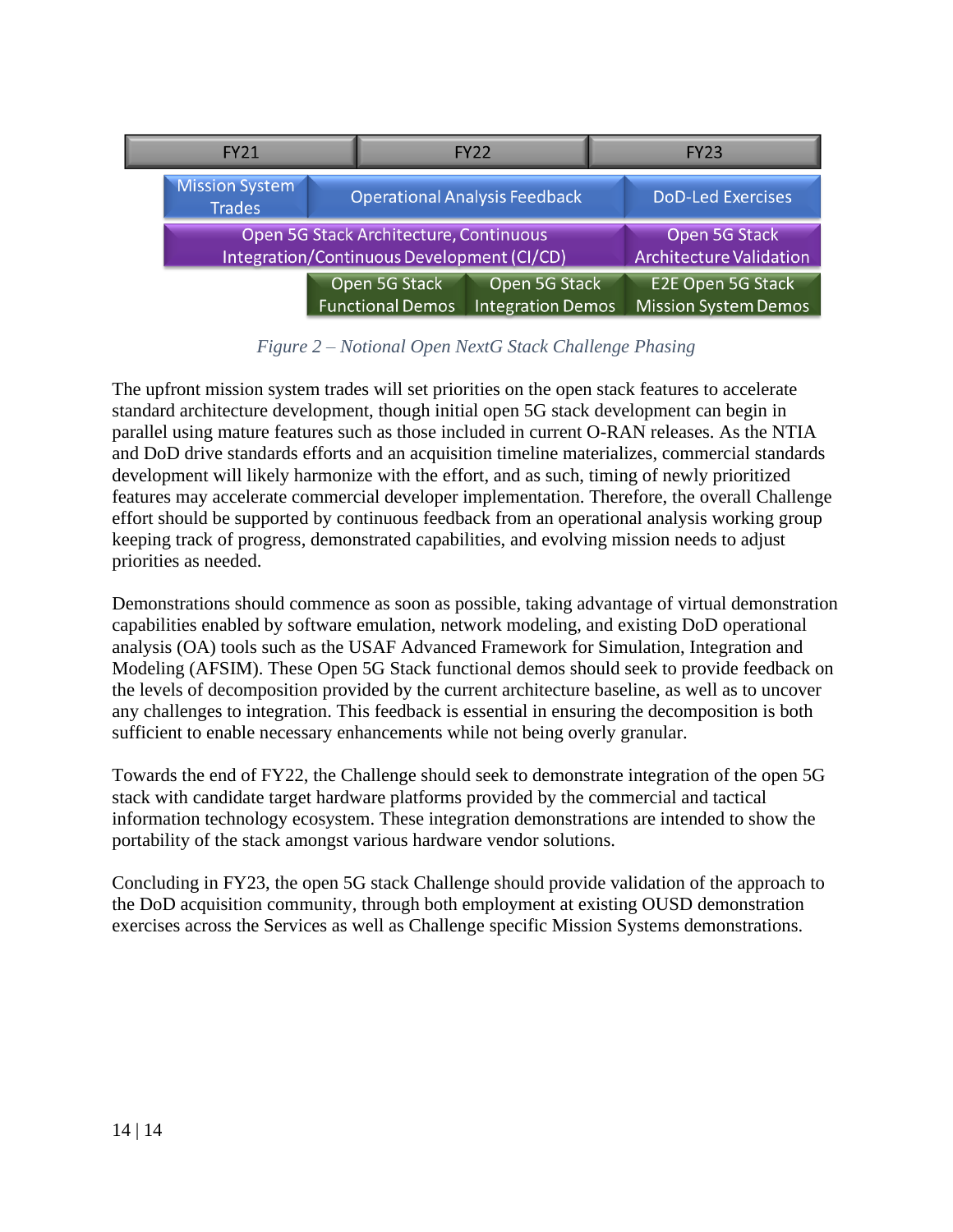FY21

FY22

FY23

Mission System Trades

Operational Analysis Feedback

DoD-Led Exercises

Open 5G Stack Architecture, Continuous Integration/Continuous Development (CI/CD)

Open 5G Stack Architecture Validation

Open 5G Stack Functional Demos

Open 5G Stack Integration Demos

E2E Open 5G Stack Mission System Demos

*Figure 2 – Notional Open NextG Stack Challenge Phasing*

The upfront mission system trades will set priorities on the open stack features to accelerate standard architecture development, though initial open 5G stack development can begin in parallel using mature features such as those included in current O-RAN releases. As the NTIA and DoD drive standards efforts and an acquisition timeline materializes, commercial standards development will likely harmonize with the effort, and as such, timing of newly prioritized features may accelerate commercial developer implementation. Therefore, the overall Challenge effort should be supported by continuous feedback from an operational analysis working group keeping track of progress, demonstrated capabilities, and evolving mission needs to adjust priorities as needed.

Demonstrations should commence as soon as possible, taking advantage of virtual demonstration capabilities enabled by software emulation, network modeling, and existing DoD operational analysis (OA) tools such as the USAF Advanced Framework for Simulation, Integration and Modeling (AFSIM). These Open 5G Stack functional demos should seek to provide feedback on the levels of decomposition provided by the current architecture baseline, as well as to uncover any challenges to integration. This feedback is essential in ensuring the decomposition is both sufficient to enable necessary enhancements while not being overly granular.

Towards the end of FY22, the Challenge should seek to demonstrate integration of the open 5G stack with candidate target hardware platforms provided by the commercial and tactical information technology ecosystem. These integration demonstrations are intended to show the portability of the stack amongst various hardware vendor solutions.

Concluding in FY23, the open 5G stack Challenge should provide validation of the approach to the DoD acquisition community, through both employment at existing OUSD demonstration exercises across the Services as well as Challenge specific Mission Systems demonstrations.